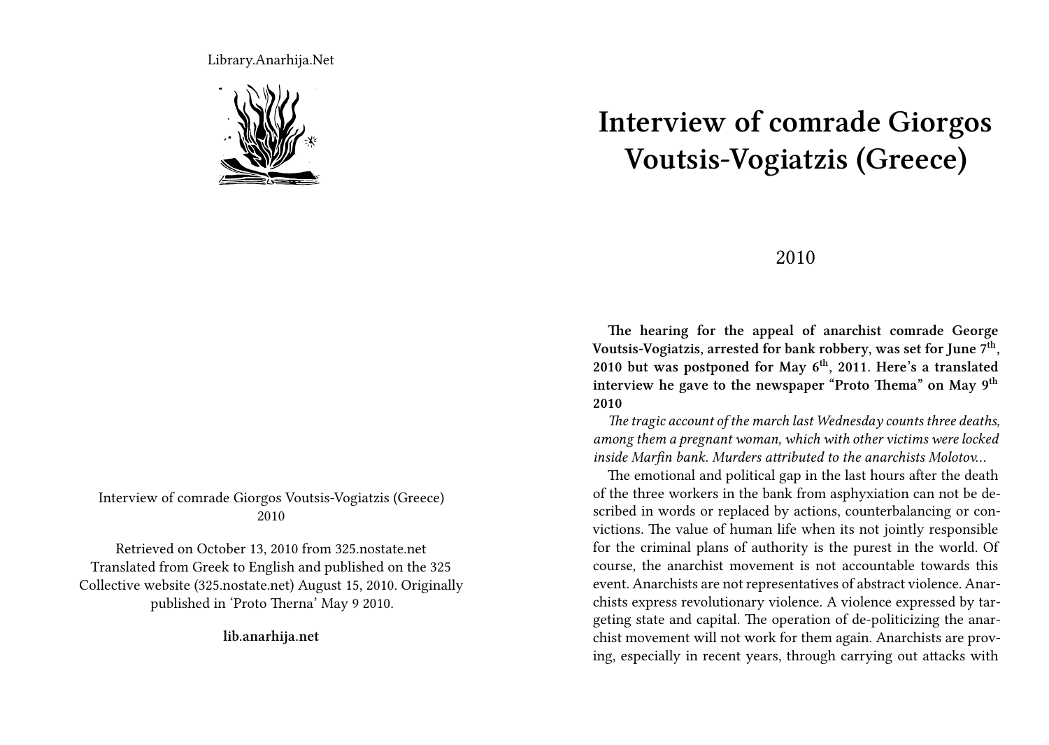Library.Anarhija.Net

Interview of comrade Giorgos Voutsis-Vogiatzis (Greece)
2010

Retrieved on October 13, 2010 from 325.nostate.net
Translated from Greek to English and published on the 325 Collective website (325.nostate.net) August 15, 2010. Originally published in 'Proto Therna' May 9 2010.

**lib.anarhija.net**

# Interview of comrade Giorgos Voutsis-Vogiatzis (Greece)

2010

**The hearing for the appeal of anarchist comrade George Voutsis-Vogiatzis, arrested for bank robbery, was set for June 7th, 2010 but was postponed for May 6th, 2011. Here's a translated interview he gave to the newspaper "Proto Thema" on May 9th 2010**

*The tragic account of the march last Wednesday counts three deaths, among them a pregnant woman, which with other victims were locked inside Marfin bank. Murders attributed to the anarchists Molotov…*

The emotional and political gap in the last hours after the death of the three workers in the bank from asphyxiation can not be described in words or replaced by actions, counterbalancing or convictions. The value of human life when its not jointly responsible for the criminal plans of authority is the purest in the world. Of course, the anarchist movement is not accountable towards this event. Anarchists are not representatives of abstract violence. Anarchists express revolutionary violence. A violence expressed by targeting state and capital. The operation of de-politicizing the anarchist movement will not work for them again. Anarchists are proving, especially in recent years, through carrying out attacks with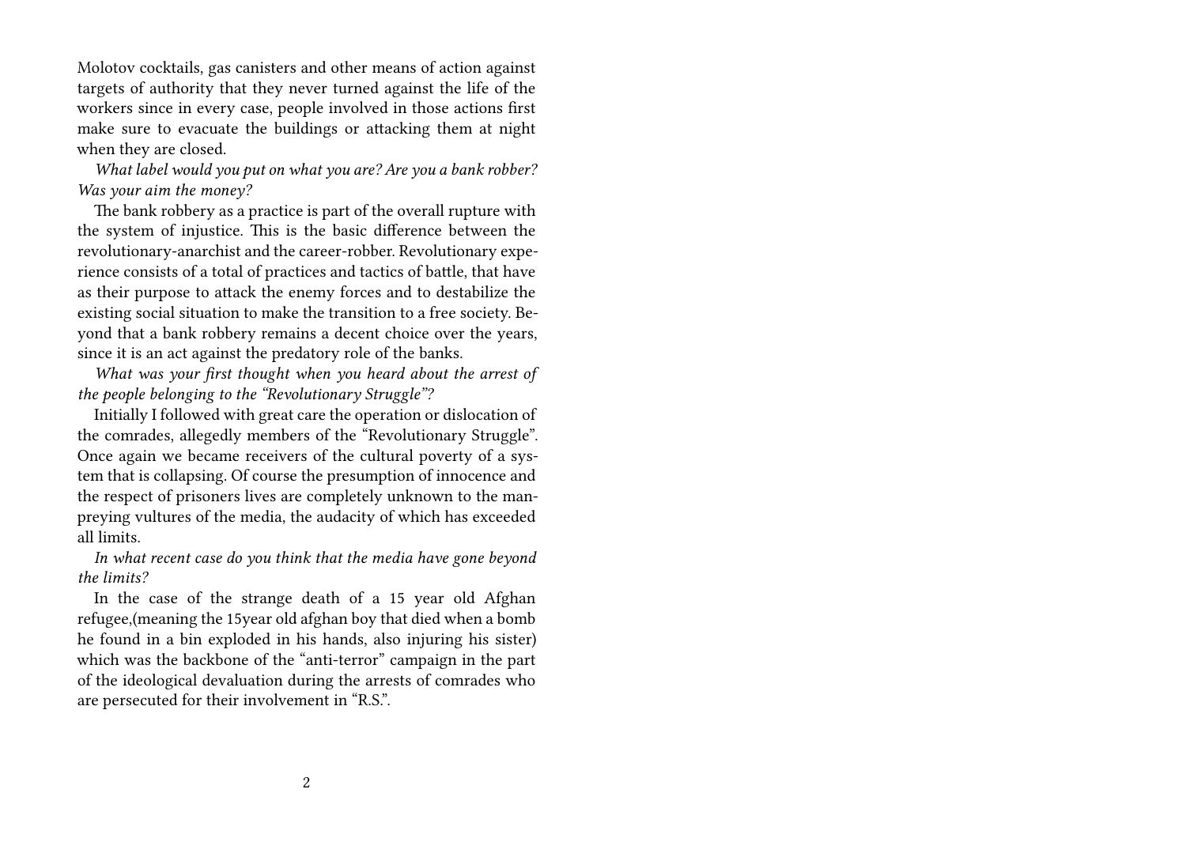Molotov cocktails, gas canisters and other means of action against targets of authority that they never turned against the life of the workers since in every case, people involved in those actions first make sure to evacuate the buildings or attacking them at night when they are closed.

*What label would you put on what you are? Are you a bank robber? Was your aim the money?*

The bank robbery as a practice is part of the overall rupture with the system of injustice. This is the basic difference between the revolutionary-anarchist and the career-robber. Revolutionary experience consists of a total of practices and tactics of battle, that have as their purpose to attack the enemy forces and to destabilize the existing social situation to make the transition to a free society. Beyond that a bank robbery remains a decent choice over the years, since it is an act against the predatory role of the banks.

*What was your first thought when you heard about the arrest of the people belonging to the "Revolutionary Struggle"?*

Initially I followed with great care the operation or dislocation of the comrades, allegedly members of the "Revolutionary Struggle". Once again we became receivers of the cultural poverty of a system that is collapsing. Of course the presumption of innocence and the respect of prisoners lives are completely unknown to the man-preying vultures of the media, the audacity of which has exceeded all limits.

*In what recent case do you think that the media have gone beyond the limits?*

In the case of the strange death of a 15 year old Afghan refugee,(meaning the 15year old afghan boy that died when a bomb he found in a bin exploded in his hands, also injuring his sister) which was the backbone of the "anti-terror" campaign in the part of the ideological devaluation during the arrests of comrades who are persecuted for their involvement in "R.S.".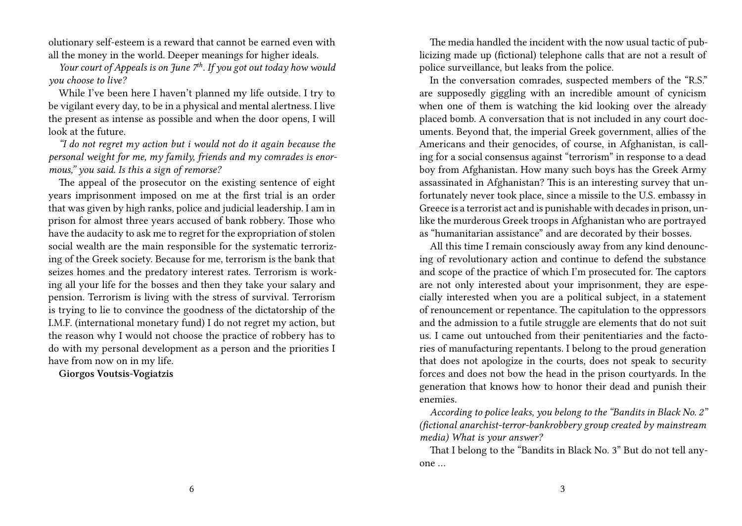olutionary self-esteem is a reward that cannot be earned even with all the money in the world. Deeper meanings for higher ideals.

*Your court of Appeals is on June 7th. If you got out today how would you choose to live?*

While I've been here I haven't planned my life outside. I try to be vigilant every day, to be in a physical and mental alertness. I live the present as intense as possible and when the door opens, I will look at the future.

*"I do not regret my action but i would not do it again because the personal weight for me, my family, friends and my comrades is enormous," you said. Is this a sign of remorse?*

The appeal of the prosecutor on the existing sentence of eight years imprisonment imposed on me at the first trial is an order that was given by high ranks, police and judicial leadership. I am in prison for almost three years accused of bank robbery. Those who have the audacity to ask me to regret for the expropriation of stolen social wealth are the main responsible for the systematic terrorizing of the Greek society. Because for me, terrorism is the bank that seizes homes and the predatory interest rates. Terrorism is working all your life for the bosses and then they take your salary and pension. Terrorism is living with the stress of survival. Terrorism is trying to lie to convince the goodness of the dictatorship of the I.M.F. (international monetary fund) I do not regret my action, but the reason why I would not choose the practice of robbery has to do with my personal development as a person and the priorities I have from now on in my life.

**Giorgos Voutsis-Vogiatzis**

The media handled the incident with the now usual tactic of publicizing made up (fictional) telephone calls that are not a result of police surveillance, but leaks from the police.

In the conversation comrades, suspected members of the "R.S." are supposedly giggling with an incredible amount of cynicism when one of them is watching the kid looking over the already placed bomb. A conversation that is not included in any court documents. Beyond that, the imperial Greek government, allies of the Americans and their genocides, of course, in Afghanistan, is calling for a social consensus against "terrorism" in response to a dead boy from Afghanistan. How many such boys has the Greek Army assassinated in Afghanistan? This is an interesting survey that unfortunately never took place, since a missile to the U.S. embassy in Greece is a terrorist act and is punishable with decades in prison, unlike the murderous Greek troops in Afghanistan who are portrayed as "humanitarian assistance" and are decorated by their bosses.

All this time I remain consciously away from any kind denouncing of revolutionary action and continue to defend the substance and scope of the practice of which I'm prosecuted for. The captors are not only interested about your imprisonment, they are especially interested when you are a political subject, in a statement of renouncement or repentance. The capitulation to the oppressors and the admission to a futile struggle are elements that do not suit us. I came out untouched from their penitentiaries and the factories of manufacturing repentants. I belong to the proud generation that does not apologize in the courts, does not speak to security forces and does not bow the head in the prison courtyards. In the generation that knows how to honor their dead and punish their enemies.

*According to police leaks, you belong to the "Bandits in Black No. 2" (fictional anarchist-terror-bankrobbery group created by mainstream media) What is your answer?*

That I belong to the "Bandits in Black No. 3" But do not tell anyone …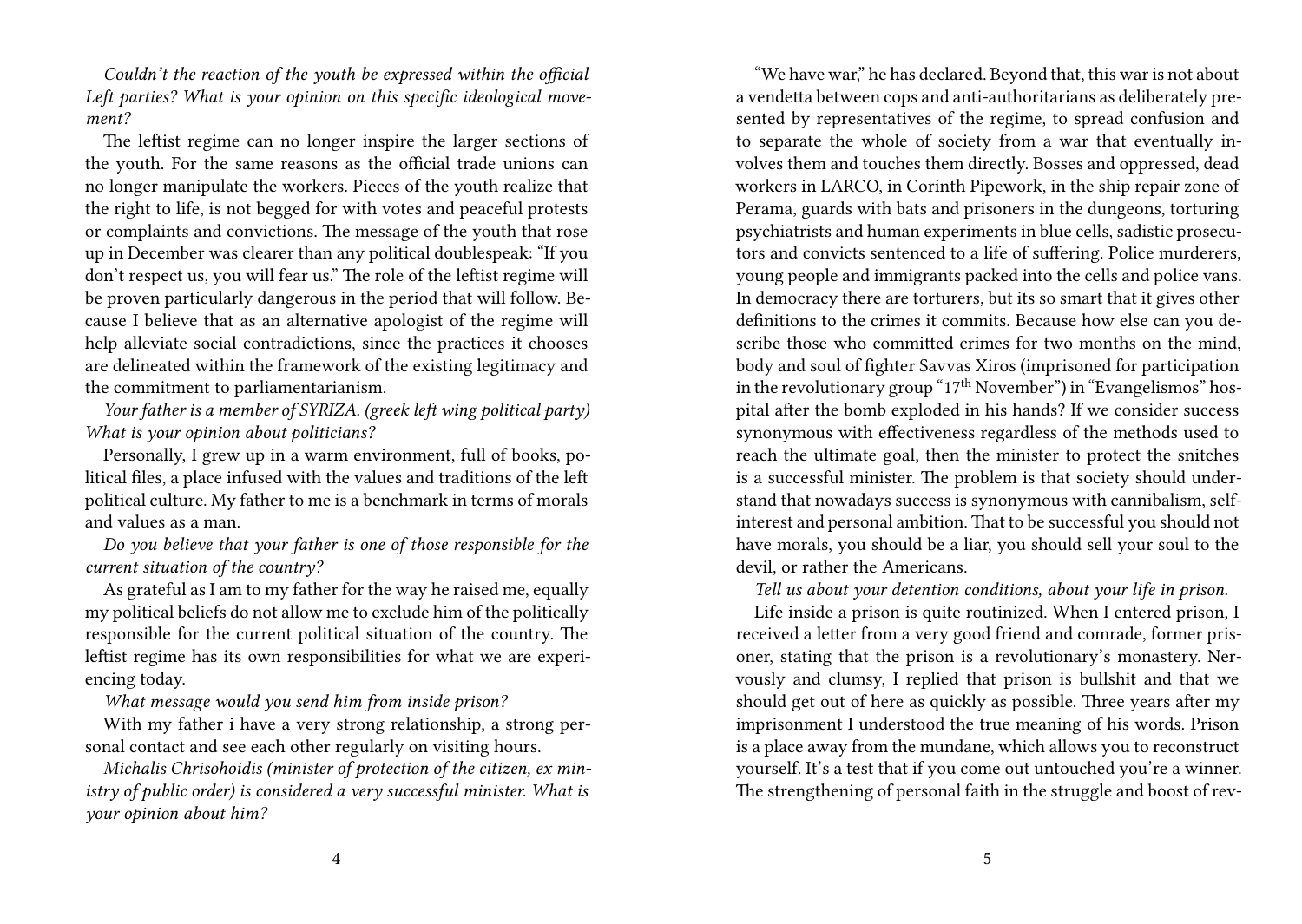*Couldn't the reaction of the youth be expressed within the official Left parties? What is your opinion on this specific ideological movement?*

The leftist regime can no longer inspire the larger sections of the youth. For the same reasons as the official trade unions can no longer manipulate the workers. Pieces of the youth realize that the right to life, is not begged for with votes and peaceful protests or complaints and convictions. The message of the youth that rose up in December was clearer than any political doublespeak: "If you don't respect us, you will fear us." The role of the leftist regime will be proven particularly dangerous in the period that will follow. Because I believe that as an alternative apologist of the regime will help alleviate social contradictions, since the practices it chooses are delineated within the framework of the existing legitimacy and the commitment to parliamentarianism.

*Your father is a member of SYRIZA. (greek left wing political party) What is your opinion about politicians?*

Personally, I grew up in a warm environment, full of books, political files, a place infused with the values and traditions of the left political culture. My father to me is a benchmark in terms of morals and values as a man.

*Do you believe that your father is one of those responsible for the current situation of the country?*

As grateful as I am to my father for the way he raised me, equally my political beliefs do not allow me to exclude him of the politically responsible for the current political situation of the country. The leftist regime has its own responsibilities for what we are experiencing today.

*What message would you send him from inside prison?*

With my father i have a very strong relationship, a strong personal contact and see each other regularly on visiting hours.

*Michalis Chrisohoidis (minister of protection of the citizen, ex ministry of public order) is considered a very successful minister. What is your opinion about him?*

"We have war," he has declared. Beyond that, this war is not about a vendetta between cops and anti-authoritarians as deliberately presented by representatives of the regime, to spread confusion and to separate the whole of society from a war that eventually involves them and touches them directly. Bosses and oppressed, dead workers in LARCO, in Corinth Pipework, in the ship repair zone of Perama, guards with bats and prisoners in the dungeons, torturing psychiatrists and human experiments in blue cells, sadistic prosecutors and convicts sentenced to a life of suffering. Police murderers, young people and immigrants packed into the cells and police vans. In democracy there are torturers, but its so smart that it gives other definitions to the crimes it commits. Because how else can you describe those who committed crimes for two months on the mind, body and soul of fighter Savvas Xiros (imprisoned for participation in the revolutionary group "17th November") in "Evangelismos" hospital after the bomb exploded in his hands? If we consider success synonymous with effectiveness regardless of the methods used to reach the ultimate goal, then the minister to protect the snitches is a successful minister. The problem is that society should understand that nowadays success is synonymous with cannibalism, self-interest and personal ambition. That to be successful you should not have morals, you should be a liar, you should sell your soul to the devil, or rather the Americans.

*Tell us about your detention conditions, about your life in prison.*

Life inside a prison is quite routinized. When I entered prison, I received a letter from a very good friend and comrade, former prisoner, stating that the prison is a revolutionary's monastery. Nervously and clumsy, I replied that prison is bullshit and that we should get out of here as quickly as possible. Three years after my imprisonment I understood the true meaning of his words. Prison is a place away from the mundane, which allows you to reconstruct yourself. It's a test that if you come out untouched you're a winner. The strengthening of personal faith in the struggle and boost of rev-